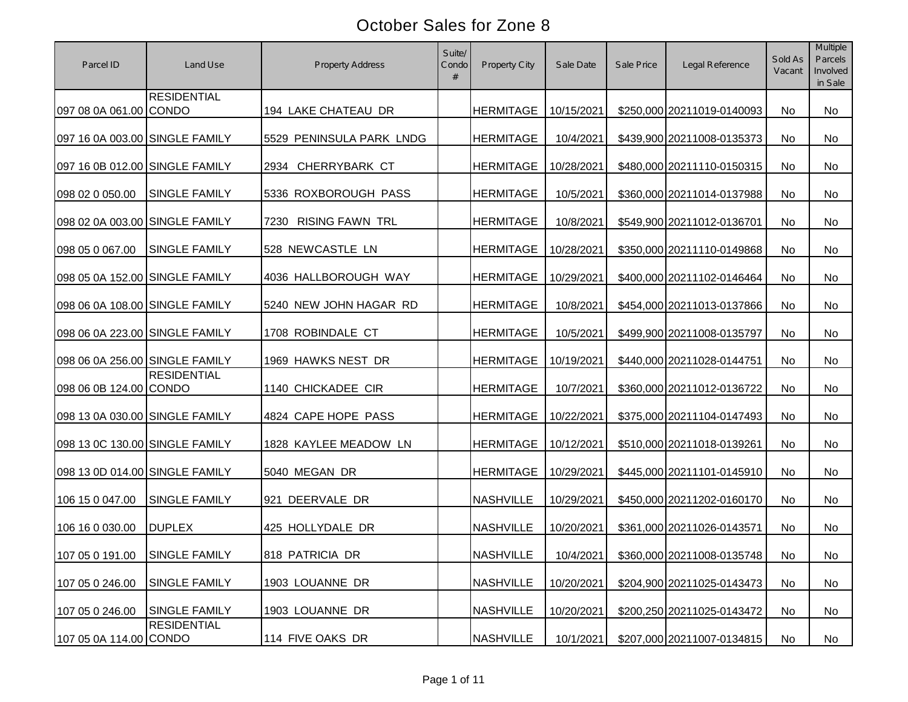# October Sales for Zone 8

| Parcel ID | Land Use | Property Address | Suite/ Condo # | Property City | Sale Date | Sale Price | Legal Reference | Sold As Vacant | Multiple Parcels Involved in Sale |
|---|---|---|---|---|---|---|---|---|---|
| 097 08 0A 061.00 | RESIDENTIAL CONDO | 194 LAKE CHATEAU DR | | HERMITAGE | 10/15/2021 | $250,000 | 20211019-0140093 | No | No |
| 097 16 0A 003.00 | SINGLE FAMILY | 5529 PENINSULA PARK LNDG | | HERMITAGE | 10/4/2021 | $439,900 | 20211008-0135373 | No | No |
| 097 16 0B 012.00 | SINGLE FAMILY | 2934 CHERRYBARK CT | | HERMITAGE | 10/28/2021 | $480,000 | 20211110-0150315 | No | No |
| 098 02 0 050.00 | SINGLE FAMILY | 5336 ROXBOROUGH PASS | | HERMITAGE | 10/5/2021 | $360,000 | 20211014-0137988 | No | No |
| 098 02 0A 003.00 | SINGLE FAMILY | 7230 RISING FAWN TRL | | HERMITAGE | 10/8/2021 | $549,900 | 20211012-0136701 | No | No |
| 098 05 0 067.00 | SINGLE FAMILY | 528 NEWCASTLE LN | | HERMITAGE | 10/28/2021 | $350,000 | 20211110-0149868 | No | No |
| 098 05 0A 152.00 | SINGLE FAMILY | 4036 HALLBOROUGH WAY | | HERMITAGE | 10/29/2021 | $400,000 | 20211102-0146464 | No | No |
| 098 06 0A 108.00 | SINGLE FAMILY | 5240 NEW JOHN HAGAR RD | | HERMITAGE | 10/8/2021 | $454,000 | 20211013-0137866 | No | No |
| 098 06 0A 223.00 | SINGLE FAMILY | 1708 ROBINDALE CT | | HERMITAGE | 10/5/2021 | $499,900 | 20211008-0135797 | No | No |
| 098 06 0A 256.00 | SINGLE FAMILY | 1969 HAWKS NEST DR | | HERMITAGE | 10/19/2021 | $440,000 | 20211028-0144751 | No | No |
| 098 06 0B 124.00 | RESIDENTIAL CONDO | 1140 CHICKADEE CIR | | HERMITAGE | 10/7/2021 | $360,000 | 20211012-0136722 | No | No |
| 098 13 0A 030.00 | SINGLE FAMILY | 4824 CAPE HOPE PASS | | HERMITAGE | 10/22/2021 | $375,000 | 20211104-0147493 | No | No |
| 098 13 0C 130.00 | SINGLE FAMILY | 1828 KAYLEE MEADOW LN | | HERMITAGE | 10/12/2021 | $510,000 | 20211018-0139261 | No | No |
| 098 13 0D 014.00 | SINGLE FAMILY | 5040 MEGAN DR | | HERMITAGE | 10/29/2021 | $445,000 | 20211101-0145910 | No | No |
| 106 15 0 047.00 | SINGLE FAMILY | 921 DEERVALE DR | | NASHVILLE | 10/29/2021 | $450,000 | 20211202-0160170 | No | No |
| 106 16 0 030.00 | DUPLEX | 425 HOLLYDALE DR | | NASHVILLE | 10/20/2021 | $361,000 | 20211026-0143571 | No | No |
| 107 05 0 191.00 | SINGLE FAMILY | 818 PATRICIA DR | | NASHVILLE | 10/4/2021 | $360,000 | 20211008-0135748 | No | No |
| 107 05 0 246.00 | SINGLE FAMILY | 1903 LOUANNE DR | | NASHVILLE | 10/20/2021 | $204,900 | 20211025-0143473 | No | No |
| 107 05 0 246.00 | SINGLE FAMILY | 1903 LOUANNE DR | | NASHVILLE | 10/20/2021 | $200,250 | 20211025-0143472 | No | No |
| 107 05 0A 114.00 | RESIDENTIAL CONDO | 114 FIVE OAKS DR | | NASHVILLE | 10/1/2021 | $207,000 | 20211007-0134815 | No | No |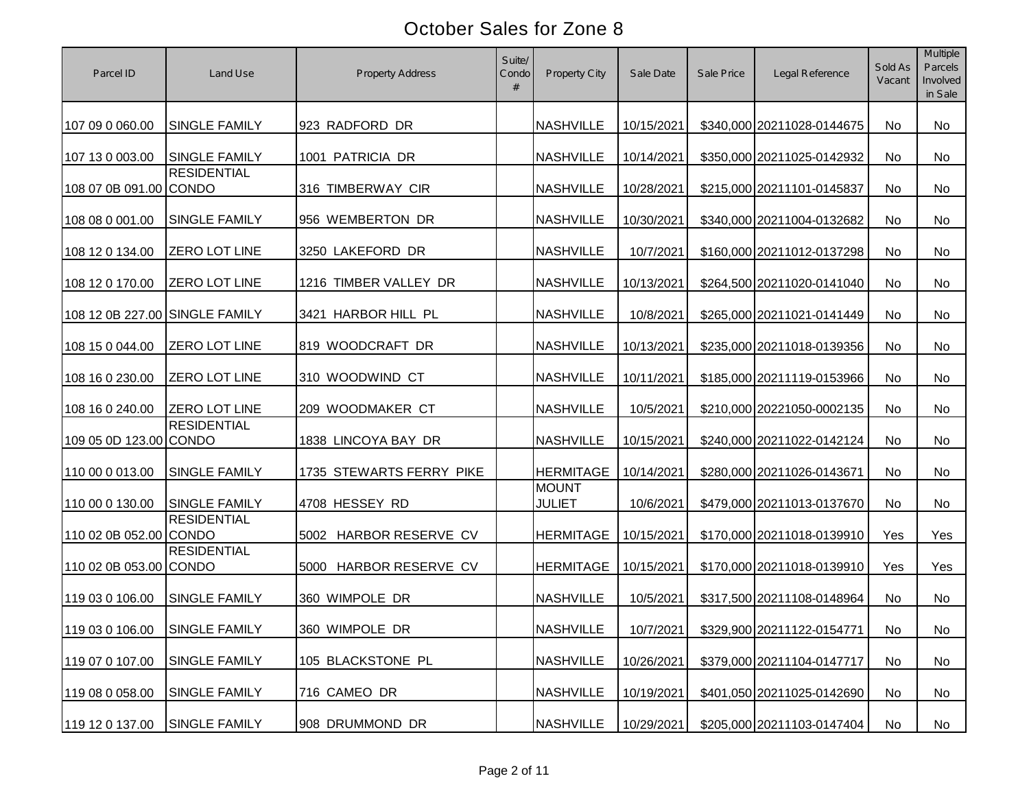# October Sales for Zone 8

| Parcel ID | Land Use | Property Address | Suite/ Condo # | Property City | Sale Date | Sale Price | Legal Reference | Sold As Vacant | Multiple Parcels Involved in Sale |
|---|---|---|---|---|---|---|---|---|---|
| 107 09 0 060.00 | SINGLE FAMILY | 923 RADFORD DR | | NASHVILLE | 10/15/2021 | $340,000 | 20211028-0144675 | No | No |
| 107 13 0 003.00 | SINGLE FAMILY | 1001 PATRICIA DR | | NASHVILLE | 10/14/2021 | $350,000 | 20211025-0142932 | No | No |
| 108 07 0B 091.00 | RESIDENTIAL CONDO | 316 TIMBERWAY CIR | | NASHVILLE | 10/28/2021 | $215,000 | 20211101-0145837 | No | No |
| 108 08 0 001.00 | SINGLE FAMILY | 956 WEMBERTON DR | | NASHVILLE | 10/30/2021 | $340,000 | 20211004-0132682 | No | No |
| 108 12 0 134.00 | ZERO LOT LINE | 3250 LAKEFORD DR | | NASHVILLE | 10/7/2021 | $160,000 | 20211012-0137298 | No | No |
| 108 12 0 170.00 | ZERO LOT LINE | 1216 TIMBER VALLEY DR | | NASHVILLE | 10/13/2021 | $264,500 | 20211020-0141040 | No | No |
| 108 12 0B 227.00 | SINGLE FAMILY | 3421 HARBOR HILL PL | | NASHVILLE | 10/8/2021 | $265,000 | 20211021-0141449 | No | No |
| 108 15 0 044.00 | ZERO LOT LINE | 819 WOODCRAFT DR | | NASHVILLE | 10/13/2021 | $235,000 | 20211018-0139356 | No | No |
| 108 16 0 230.00 | ZERO LOT LINE | 310 WOODWIND CT | | NASHVILLE | 10/11/2021 | $185,000 | 20211119-0153966 | No | No |
| 108 16 0 240.00 | ZERO LOT LINE | 209 WOODMAKER CT | | NASHVILLE | 10/5/2021 | $210,000 | 20221050-0002135 | No | No |
| 109 05 0D 123.00 | RESIDENTIAL CONDO | 1838 LINCOYA BAY DR | | NASHVILLE | 10/15/2021 | $240,000 | 20211022-0142124 | No | No |
| 110 00 0 013.00 | SINGLE FAMILY | 1735 STEWARTS FERRY PIKE | | HERMITAGE | 10/14/2021 | $280,000 | 20211026-0143671 | No | No |
| 110 00 0 130.00 | SINGLE FAMILY | 4708 HESSEY RD | | MOUNT JULIET | 10/6/2021 | $479,000 | 20211013-0137670 | No | No |
| 110 02 0B 052.00 | RESIDENTIAL CONDO | 5002 HARBOR RESERVE CV | | HERMITAGE | 10/15/2021 | $170,000 | 20211018-0139910 | Yes | Yes |
| 110 02 0B 053.00 | RESIDENTIAL CONDO | 5000 HARBOR RESERVE CV | | HERMITAGE | 10/15/2021 | $170,000 | 20211018-0139910 | Yes | Yes |
| 119 03 0 106.00 | SINGLE FAMILY | 360 WIMPOLE DR | | NASHVILLE | 10/5/2021 | $317,500 | 20211108-0148964 | No | No |
| 119 03 0 106.00 | SINGLE FAMILY | 360 WIMPOLE DR | | NASHVILLE | 10/7/2021 | $329,900 | 20211122-0154771 | No | No |
| 119 07 0 107.00 | SINGLE FAMILY | 105 BLACKSTONE PL | | NASHVILLE | 10/26/2021 | $379,000 | 20211104-0147717 | No | No |
| 119 08 0 058.00 | SINGLE FAMILY | 716 CAMEO DR | | NASHVILLE | 10/19/2021 | $401,050 | 20211025-0142690 | No | No |
| 119 12 0 137.00 | SINGLE FAMILY | 908 DRUMMOND DR | | NASHVILLE | 10/29/2021 | $205,000 | 20211103-0147404 | No | No |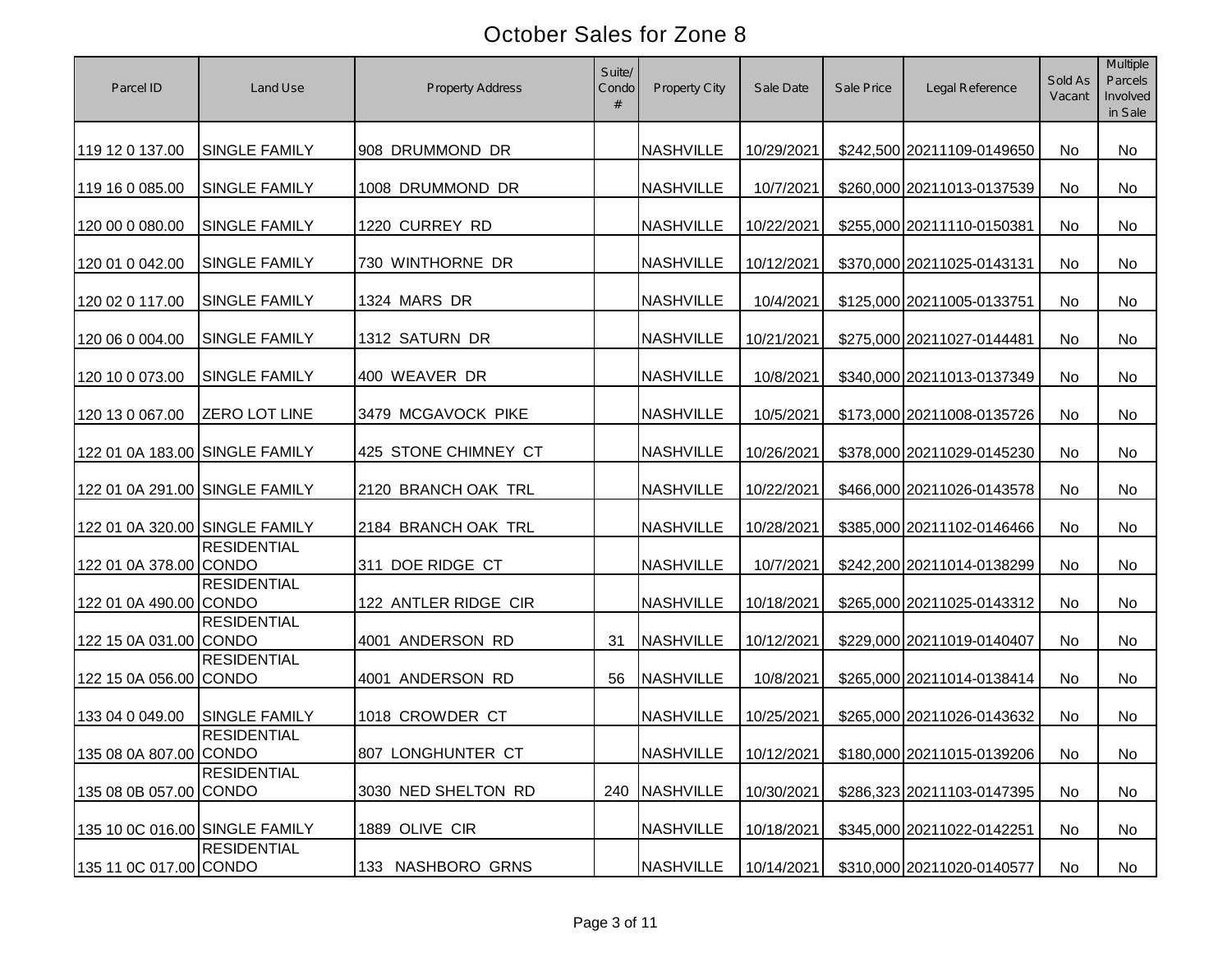# October Sales for Zone 8

| Parcel ID | Land Use | Property Address | Suite/ Condo # | Property City | Sale Date | Sale Price | Legal Reference | Sold As Vacant | Multiple Parcels Involved in Sale |
|---|---|---|---|---|---|---|---|---|---|
| 119 12 0 137.00 | SINGLE FAMILY | 908 DRUMMOND DR | | NASHVILLE | 10/29/2021 | $242,500 | 20211109-0149650 | No | No |
| 119 16 0 085.00 | SINGLE FAMILY | 1008 DRUMMOND DR | | NASHVILLE | 10/7/2021 | $260,000 | 20211013-0137539 | No | No |
| 120 00 0 080.00 | SINGLE FAMILY | 1220 CURREY RD | | NASHVILLE | 10/22/2021 | $255,000 | 20211110-0150381 | No | No |
| 120 01 0 042.00 | SINGLE FAMILY | 730 WINTHORNE DR | | NASHVILLE | 10/12/2021 | $370,000 | 20211025-0143131 | No | No |
| 120 02 0 117.00 | SINGLE FAMILY | 1324 MARS DR | | NASHVILLE | 10/4/2021 | $125,000 | 20211005-0133751 | No | No |
| 120 06 0 004.00 | SINGLE FAMILY | 1312 SATURN DR | | NASHVILLE | 10/21/2021 | $275,000 | 20211027-0144481 | No | No |
| 120 10 0 073.00 | SINGLE FAMILY | 400 WEAVER DR | | NASHVILLE | 10/8/2021 | $340,000 | 20211013-0137349 | No | No |
| 120 13 0 067.00 | ZERO LOT LINE | 3479 MCGAVOCK PIKE | | NASHVILLE | 10/5/2021 | $173,000 | 20211008-0135726 | No | No |
| 122 01 0A 183.00 | SINGLE FAMILY | 425 STONE CHIMNEY CT | | NASHVILLE | 10/26/2021 | $378,000 | 20211029-0145230 | No | No |
| 122 01 0A 291.00 | SINGLE FAMILY | 2120 BRANCH OAK TRL | | NASHVILLE | 10/22/2021 | $466,000 | 20211026-0143578 | No | No |
| 122 01 0A 320.00 | SINGLE FAMILY | 2184 BRANCH OAK TRL | | NASHVILLE | 10/28/2021 | $385,000 | 20211102-0146466 | No | No |
| 122 01 0A 378.00 | RESIDENTIAL CONDO | 311 DOE RIDGE CT | | NASHVILLE | 10/7/2021 | $242,200 | 20211014-0138299 | No | No |
| 122 01 0A 490.00 | RESIDENTIAL CONDO | 122 ANTLER RIDGE CIR | | NASHVILLE | 10/18/2021 | $265,000 | 20211025-0143312 | No | No |
| 122 15 0A 031.00 | RESIDENTIAL CONDO | 4001 ANDERSON RD | 31 | NASHVILLE | 10/12/2021 | $229,000 | 20211019-0140407 | No | No |
| 122 15 0A 056.00 | RESIDENTIAL CONDO | 4001 ANDERSON RD | 56 | NASHVILLE | 10/8/2021 | $265,000 | 20211014-0138414 | No | No |
| 133 04 0 049.00 | SINGLE FAMILY | 1018 CROWDER CT | | NASHVILLE | 10/25/2021 | $265,000 | 20211026-0143632 | No | No |
| 135 08 0A 807.00 | RESIDENTIAL CONDO | 807 LONGHUNTER CT | | NASHVILLE | 10/12/2021 | $180,000 | 20211015-0139206 | No | No |
| 135 08 0B 057.00 | RESIDENTIAL CONDO | 3030 NED SHELTON RD | 240 | NASHVILLE | 10/30/2021 | $286,323 | 20211103-0147395 | No | No |
| 135 10 0C 016.00 | SINGLE FAMILY | 1889 OLIVE CIR | | NASHVILLE | 10/18/2021 | $345,000 | 20211022-0142251 | No | No |
| 135 11 0C 017.00 | RESIDENTIAL CONDO | 133 NASHBORO GRNS | | NASHVILLE | 10/14/2021 | $310,000 | 20211020-0140577 | No | No |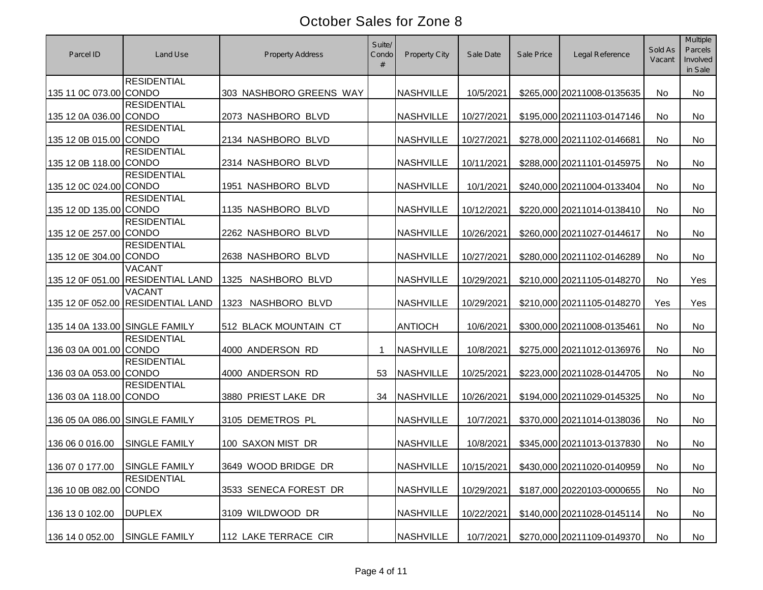# October Sales for Zone 8

| Parcel ID | Land Use | Property Address | Suite/ Condo # | Property City | Sale Date | Sale Price | Legal Reference | Sold As Vacant | Multiple Parcels Involved in Sale |
|---|---|---|---|---|---|---|---|---|---|
| 135 11 0C 073.00 | RESIDENTIAL CONDO | 303 NASHBORO GREENS WAY | | NASHVILLE | 10/5/2021 | $265,000 | 20211008-0135635 | No | No |
| 135 12 0A 036.00 | RESIDENTIAL CONDO | 2073 NASHBORO BLVD | | NASHVILLE | 10/27/2021 | $195,000 | 20211103-0147146 | No | No |
| 135 12 0B 015.00 | RESIDENTIAL CONDO | 2134 NASHBORO BLVD | | NASHVILLE | 10/27/2021 | $278,000 | 20211102-0146681 | No | No |
| 135 12 0B 118.00 | RESIDENTIAL CONDO | 2314 NASHBORO BLVD | | NASHVILLE | 10/11/2021 | $288,000 | 20211101-0145975 | No | No |
| 135 12 0C 024.00 | RESIDENTIAL CONDO | 1951 NASHBORO BLVD | | NASHVILLE | 10/1/2021 | $240,000 | 20211004-0133404 | No | No |
| 135 12 0D 135.00 | RESIDENTIAL CONDO | 1135 NASHBORO BLVD | | NASHVILLE | 10/12/2021 | $220,000 | 20211014-0138410 | No | No |
| 135 12 0E 257.00 | RESIDENTIAL CONDO | 2262 NASHBORO BLVD | | NASHVILLE | 10/26/2021 | $260,000 | 20211027-0144617 | No | No |
| 135 12 0E 304.00 | RESIDENTIAL CONDO | 2638 NASHBORO BLVD | | NASHVILLE | 10/27/2021 | $280,000 | 20211102-0146289 | No | No |
| 135 12 0F 051.00 | VACANT RESIDENTIAL LAND | 1325 NASHBORO BLVD | | NASHVILLE | 10/29/2021 | $210,000 | 20211105-0148270 | No | Yes |
| 135 12 0F 052.00 | VACANT RESIDENTIAL LAND | 1323 NASHBORO BLVD | | NASHVILLE | 10/29/2021 | $210,000 | 20211105-0148270 | Yes | Yes |
| 135 14 0A 133.00 | SINGLE FAMILY | 512 BLACK MOUNTAIN CT | | ANTIOCH | 10/6/2021 | $300,000 | 20211008-0135461 | No | No |
| 136 03 0A 001.00 | RESIDENTIAL CONDO | 4000 ANDERSON RD | 1 | NASHVILLE | 10/8/2021 | $275,000 | 20211012-0136976 | No | No |
| 136 03 0A 053.00 | RESIDENTIAL CONDO | 4000 ANDERSON RD | 53 | NASHVILLE | 10/25/2021 | $223,000 | 20211028-0144705 | No | No |
| 136 03 0A 118.00 | RESIDENTIAL CONDO | 3880 PRIEST LAKE DR | 34 | NASHVILLE | 10/26/2021 | $194,000 | 20211029-0145325 | No | No |
| 136 05 0A 086.00 | SINGLE FAMILY | 3105 DEMETROS PL | | NASHVILLE | 10/7/2021 | $370,000 | 20211014-0138036 | No | No |
| 136 06 0 016.00 | SINGLE FAMILY | 100 SAXON MIST DR | | NASHVILLE | 10/8/2021 | $345,000 | 20211013-0137830 | No | No |
| 136 07 0 177.00 | SINGLE FAMILY | 3649 WOOD BRIDGE DR | | NASHVILLE | 10/15/2021 | $430,000 | 20211020-0140959 | No | No |
| 136 10 0B 082.00 | RESIDENTIAL CONDO | 3533 SENECA FOREST DR | | NASHVILLE | 10/29/2021 | $187,000 | 20220103-0000655 | No | No |
| 136 13 0 102.00 | DUPLEX | 3109 WILDWOOD DR | | NASHVILLE | 10/22/2021 | $140,000 | 20211028-0145114 | No | No |
| 136 14 0 052.00 | SINGLE FAMILY | 112 LAKE TERRACE CIR | | NASHVILLE | 10/7/2021 | $270,000 | 20211109-0149370 | No | No |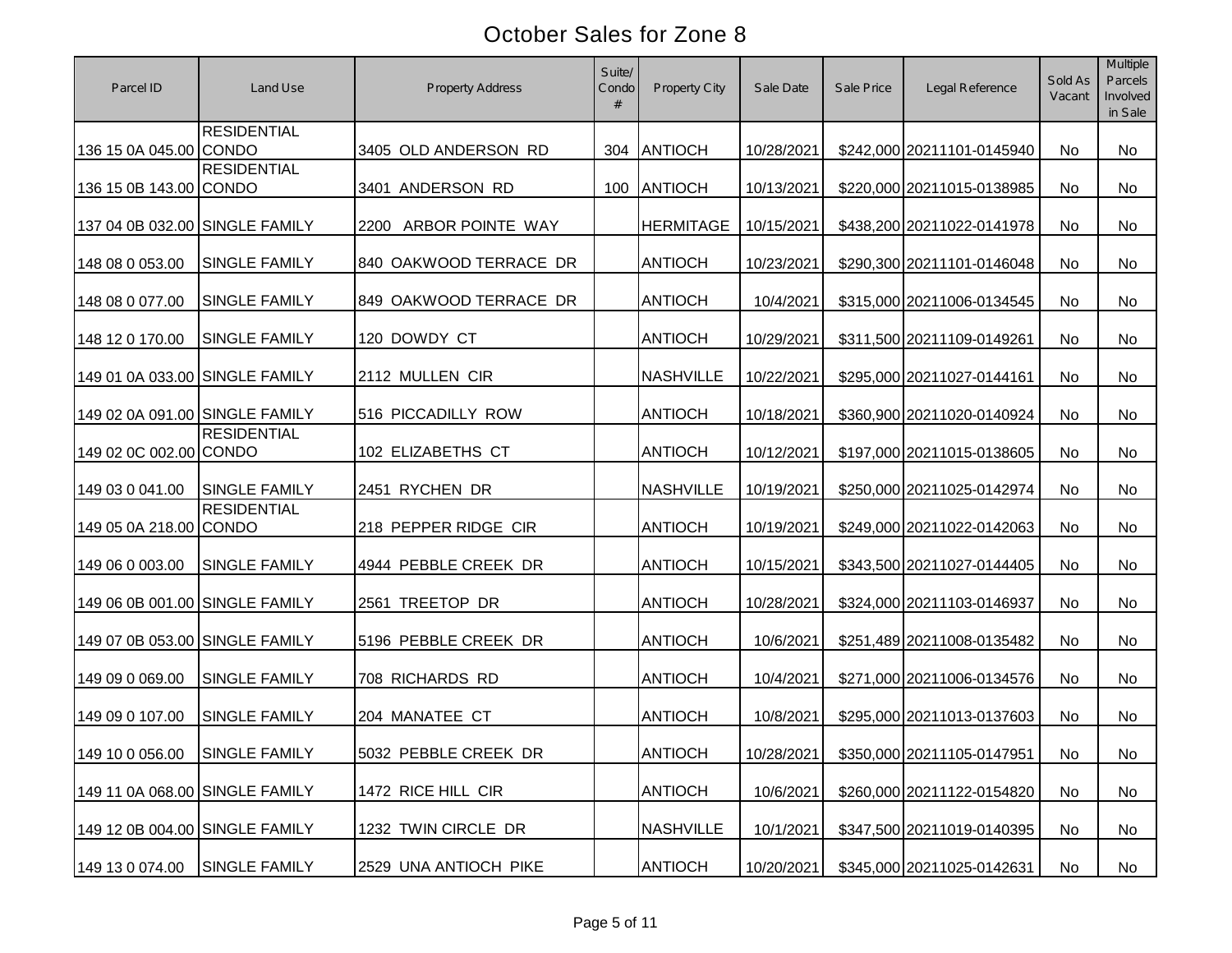# October Sales for Zone 8

| Parcel ID | Land Use | Property Address | Suite/ Condo # | Property City | Sale Date | Sale Price | Legal Reference | Sold As Vacant | Multiple Parcels Involved in Sale |
|---|---|---|---|---|---|---|---|---|---|
| 136 15 0A 045.00 | RESIDENTIAL CONDO | 3405 OLD ANDERSON RD | 304 | ANTIOCH | 10/28/2021 | $242,000 | 20211101-0145940 | No | No |
| 136 15 0B 143.00 | RESIDENTIAL CONDO | 3401 ANDERSON RD | 100 | ANTIOCH | 10/13/2021 | $220,000 | 20211015-0138985 | No | No |
| 137 04 0B 032.00 | SINGLE FAMILY | 2200 ARBOR POINTE WAY | | HERMITAGE | 10/15/2021 | $438,200 | 20211022-0141978 | No | No |
| 148 08 0 053.00 | SINGLE FAMILY | 840 OAKWOOD TERRACE DR | | ANTIOCH | 10/23/2021 | $290,300 | 20211101-0146048 | No | No |
| 148 08 0 077.00 | SINGLE FAMILY | 849 OAKWOOD TERRACE DR | | ANTIOCH | 10/4/2021 | $315,000 | 20211006-0134545 | No | No |
| 148 12 0 170.00 | SINGLE FAMILY | 120 DOWDY CT | | ANTIOCH | 10/29/2021 | $311,500 | 20211109-0149261 | No | No |
| 149 01 0A 033.00 | SINGLE FAMILY | 2112 MULLEN CIR | | NASHVILLE | 10/22/2021 | $295,000 | 20211027-0144161 | No | No |
| 149 02 0A 091.00 | SINGLE FAMILY | 516 PICCADILLY ROW | | ANTIOCH | 10/18/2021 | $360,900 | 20211020-0140924 | No | No |
| 149 02 0C 002.00 | RESIDENTIAL CONDO | 102 ELIZABETHS CT | | ANTIOCH | 10/12/2021 | $197,000 | 20211015-0138605 | No | No |
| 149 03 0 041.00 | SINGLE FAMILY | 2451 RYCHEN DR | | NASHVILLE | 10/19/2021 | $250,000 | 20211025-0142974 | No | No |
| 149 05 0A 218.00 | RESIDENTIAL CONDO | 218 PEPPER RIDGE CIR | | ANTIOCH | 10/19/2021 | $249,000 | 20211022-0142063 | No | No |
| 149 06 0 003.00 | SINGLE FAMILY | 4944 PEBBLE CREEK DR | | ANTIOCH | 10/15/2021 | $343,500 | 20211027-0144405 | No | No |
| 149 06 0B 001.00 | SINGLE FAMILY | 2561 TREETOP DR | | ANTIOCH | 10/28/2021 | $324,000 | 20211103-0146937 | No | No |
| 149 07 0B 053.00 | SINGLE FAMILY | 5196 PEBBLE CREEK DR | | ANTIOCH | 10/6/2021 | $251,489 | 20211008-0135482 | No | No |
| 149 09 0 069.00 | SINGLE FAMILY | 708 RICHARDS RD | | ANTIOCH | 10/4/2021 | $271,000 | 20211006-0134576 | No | No |
| 149 09 0 107.00 | SINGLE FAMILY | 204 MANATEE CT | | ANTIOCH | 10/8/2021 | $295,000 | 20211013-0137603 | No | No |
| 149 10 0 056.00 | SINGLE FAMILY | 5032 PEBBLE CREEK DR | | ANTIOCH | 10/28/2021 | $350,000 | 20211105-0147951 | No | No |
| 149 11 0A 068.00 | SINGLE FAMILY | 1472 RICE HILL CIR | | ANTIOCH | 10/6/2021 | $260,000 | 20211122-0154820 | No | No |
| 149 12 0B 004.00 | SINGLE FAMILY | 1232 TWIN CIRCLE DR | | NASHVILLE | 10/1/2021 | $347,500 | 20211019-0140395 | No | No |
| 149 13 0 074.00 | SINGLE FAMILY | 2529 UNA ANTIOCH PIKE | | ANTIOCH | 10/20/2021 | $345,000 | 20211025-0142631 | No | No |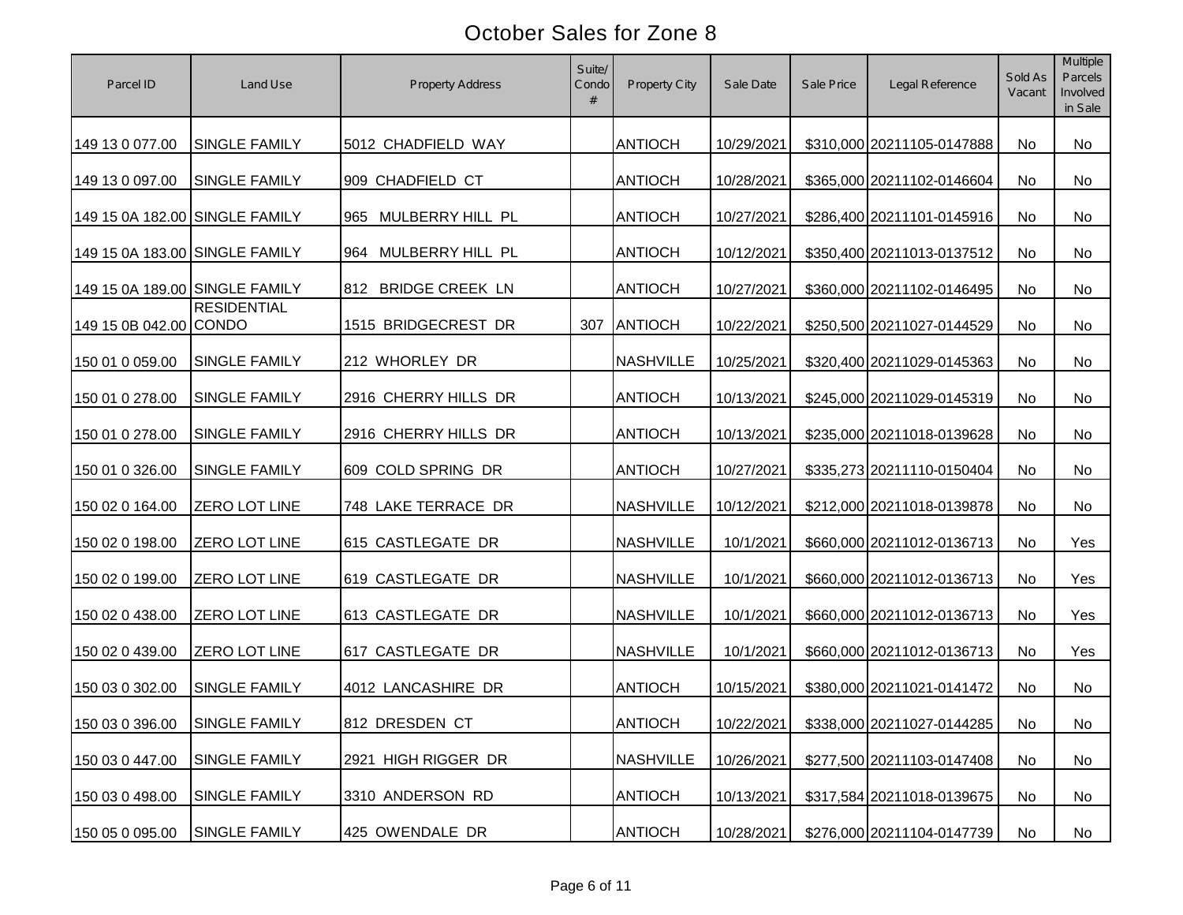# October Sales for Zone 8

| Parcel ID | Land Use | Property Address | Suite/ Condo # | Property City | Sale Date | Sale Price | Legal Reference | Sold As Vacant | Multiple Parcels Involved in Sale |
|---|---|---|---|---|---|---|---|---|---|
| 149 13 0 077.00 | SINGLE FAMILY | 5012 CHADFIELD WAY | | ANTIOCH | 10/29/2021 | $310,000 | 20211105-0147888 | No | No |
| 149 13 0 097.00 | SINGLE FAMILY | 909 CHADFIELD CT | | ANTIOCH | 10/28/2021 | $365,000 | 20211102-0146604 | No | No |
| 149 15 0A 182.00 | SINGLE FAMILY | 965 MULBERRY HILL PL | | ANTIOCH | 10/27/2021 | $286,400 | 20211101-0145916 | No | No |
| 149 15 0A 183.00 | SINGLE FAMILY | 964 MULBERRY HILL PL | | ANTIOCH | 10/12/2021 | $350,400 | 20211013-0137512 | No | No |
| 149 15 0A 189.00 | SINGLE FAMILY | 812 BRIDGE CREEK LN | | ANTIOCH | 10/27/2021 | $360,000 | 20211102-0146495 | No | No |
| 149 15 0B 042.00 | RESIDENTIAL CONDO | 1515 BRIDGECREST DR | 307 | ANTIOCH | 10/22/2021 | $250,500 | 20211027-0144529 | No | No |
| 150 01 0 059.00 | SINGLE FAMILY | 212 WHORLEY DR | | NASHVILLE | 10/25/2021 | $320,400 | 20211029-0145363 | No | No |
| 150 01 0 278.00 | SINGLE FAMILY | 2916 CHERRY HILLS DR | | ANTIOCH | 10/13/2021 | $245,000 | 20211029-0145319 | No | No |
| 150 01 0 278.00 | SINGLE FAMILY | 2916 CHERRY HILLS DR | | ANTIOCH | 10/13/2021 | $235,000 | 20211018-0139628 | No | No |
| 150 01 0 326.00 | SINGLE FAMILY | 609 COLD SPRING DR | | ANTIOCH | 10/27/2021 | $335,273 | 20211110-0150404 | No | No |
| 150 02 0 164.00 | ZERO LOT LINE | 748 LAKE TERRACE DR | | NASHVILLE | 10/12/2021 | $212,000 | 20211018-0139878 | No | No |
| 150 02 0 198.00 | ZERO LOT LINE | 615 CASTLEGATE DR | | NASHVILLE | 10/1/2021 | $660,000 | 20211012-0136713 | No | Yes |
| 150 02 0 199.00 | ZERO LOT LINE | 619 CASTLEGATE DR | | NASHVILLE | 10/1/2021 | $660,000 | 20211012-0136713 | No | Yes |
| 150 02 0 438.00 | ZERO LOT LINE | 613 CASTLEGATE DR | | NASHVILLE | 10/1/2021 | $660,000 | 20211012-0136713 | No | Yes |
| 150 02 0 439.00 | ZERO LOT LINE | 617 CASTLEGATE DR | | NASHVILLE | 10/1/2021 | $660,000 | 20211012-0136713 | No | Yes |
| 150 03 0 302.00 | SINGLE FAMILY | 4012 LANCASHIRE DR | | ANTIOCH | 10/15/2021 | $380,000 | 20211021-0141472 | No | No |
| 150 03 0 396.00 | SINGLE FAMILY | 812 DRESDEN CT | | ANTIOCH | 10/22/2021 | $338,000 | 20211027-0144285 | No | No |
| 150 03 0 447.00 | SINGLE FAMILY | 2921 HIGH RIGGER DR | | NASHVILLE | 10/26/2021 | $277,500 | 20211103-0147408 | No | No |
| 150 03 0 498.00 | SINGLE FAMILY | 3310 ANDERSON RD | | ANTIOCH | 10/13/2021 | $317,584 | 20211018-0139675 | No | No |
| 150 05 0 095.00 | SINGLE FAMILY | 425 OWENDALE DR | | ANTIOCH | 10/28/2021 | $276,000 | 20211104-0147739 | No | No |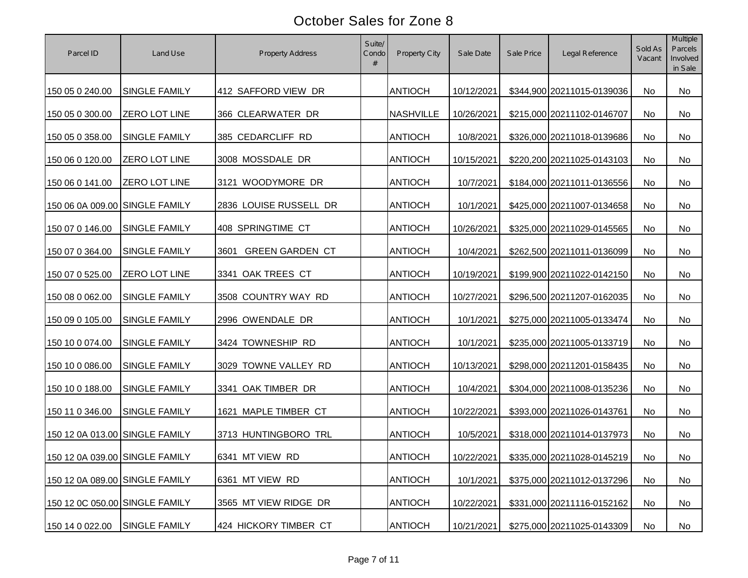# October Sales for Zone 8

| Parcel ID | Land Use | Property Address | Suite/ Condo # | Property City | Sale Date | Sale Price | Legal Reference | Sold As Vacant | Multiple Parcels Involved in Sale |
|---|---|---|---|---|---|---|---|---|---|
| 150 05 0 240.00 | SINGLE FAMILY | 412 SAFFORD VIEW DR | | ANTIOCH | 10/12/2021 | $344,900 | 20211015-0139036 | No | No |
| 150 05 0 300.00 | ZERO LOT LINE | 366 CLEARWATER DR | | NASHVILLE | 10/26/2021 | $215,000 | 20211102-0146707 | No | No |
| 150 05 0 358.00 | SINGLE FAMILY | 385 CEDARCLIFF RD | | ANTIOCH | 10/8/2021 | $326,000 | 20211018-0139686 | No | No |
| 150 06 0 120.00 | ZERO LOT LINE | 3008 MOSSDALE DR | | ANTIOCH | 10/15/2021 | $220,200 | 20211025-0143103 | No | No |
| 150 06 0 141.00 | ZERO LOT LINE | 3121 WOODYMORE DR | | ANTIOCH | 10/7/2021 | $184,000 | 20211011-0136556 | No | No |
| 150 06 0A 009.00 | SINGLE FAMILY | 2836 LOUISE RUSSELL DR | | ANTIOCH | 10/1/2021 | $425,000 | 20211007-0134658 | No | No |
| 150 07 0 146.00 | SINGLE FAMILY | 408 SPRINGTIME CT | | ANTIOCH | 10/26/2021 | $325,000 | 20211029-0145565 | No | No |
| 150 07 0 364.00 | SINGLE FAMILY | 3601 GREEN GARDEN CT | | ANTIOCH | 10/4/2021 | $262,500 | 20211011-0136099 | No | No |
| 150 07 0 525.00 | ZERO LOT LINE | 3341 OAK TREES CT | | ANTIOCH | 10/19/2021 | $199,900 | 20211022-0142150 | No | No |
| 150 08 0 062.00 | SINGLE FAMILY | 3508 COUNTRY WAY RD | | ANTIOCH | 10/27/2021 | $296,500 | 20211207-0162035 | No | No |
| 150 09 0 105.00 | SINGLE FAMILY | 2996 OWENDALE DR | | ANTIOCH | 10/1/2021 | $275,000 | 20211005-0133474 | No | No |
| 150 10 0 074.00 | SINGLE FAMILY | 3424 TOWNESHIP RD | | ANTIOCH | 10/1/2021 | $235,000 | 20211005-0133719 | No | No |
| 150 10 0 086.00 | SINGLE FAMILY | 3029 TOWNE VALLEY RD | | ANTIOCH | 10/13/2021 | $298,000 | 20211201-0158435 | No | No |
| 150 10 0 188.00 | SINGLE FAMILY | 3341 OAK TIMBER DR | | ANTIOCH | 10/4/2021 | $304,000 | 20211008-0135236 | No | No |
| 150 11 0 346.00 | SINGLE FAMILY | 1621 MAPLE TIMBER CT | | ANTIOCH | 10/22/2021 | $393,000 | 20211026-0143761 | No | No |
| 150 12 0A 013.00 | SINGLE FAMILY | 3713 HUNTINGBORO TRL | | ANTIOCH | 10/5/2021 | $318,000 | 20211014-0137973 | No | No |
| 150 12 0A 039.00 | SINGLE FAMILY | 6341 MT VIEW RD | | ANTIOCH | 10/22/2021 | $335,000 | 20211028-0145219 | No | No |
| 150 12 0A 089.00 | SINGLE FAMILY | 6361 MT VIEW RD | | ANTIOCH | 10/1/2021 | $375,000 | 20211012-0137296 | No | No |
| 150 12 0C 050.00 | SINGLE FAMILY | 3565 MT VIEW RIDGE DR | | ANTIOCH | 10/22/2021 | $331,000 | 20211116-0152162 | No | No |
| 150 14 0 022.00 | SINGLE FAMILY | 424 HICKORY TIMBER CT | | ANTIOCH | 10/21/2021 | $275,000 | 20211025-0143309 | No | No |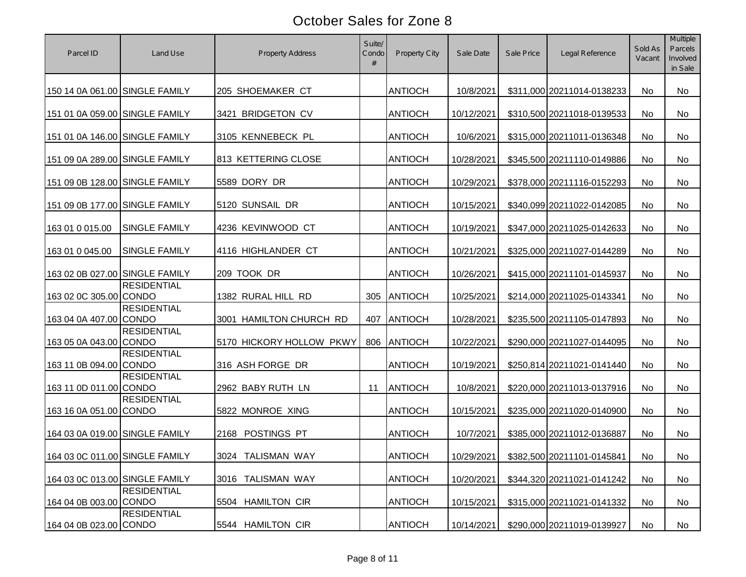# October Sales for Zone 8

| Parcel ID | Land Use | Property Address | Suite/ Condo # | Property City | Sale Date | Sale Price | Legal Reference | Sold As Vacant | Multiple Parcels Involved in Sale |
|---|---|---|---|---|---|---|---|---|---|
| 150 14 0A 061.00 | SINGLE FAMILY | 205 SHOEMAKER CT | | ANTIOCH | 10/8/2021 | $311,000 | 20211014-0138233 | No | No |
| 151 01 0A 059.00 | SINGLE FAMILY | 3421 BRIDGETON CV | | ANTIOCH | 10/12/2021 | $310,500 | 20211018-0139533 | No | No |
| 151 01 0A 146.00 | SINGLE FAMILY | 3105 KENNEBECK PL | | ANTIOCH | 10/6/2021 | $315,000 | 20211011-0136348 | No | No |
| 151 09 0A 289.00 | SINGLE FAMILY | 813 KETTERING CLOSE | | ANTIOCH | 10/28/2021 | $345,500 | 20211110-0149886 | No | No |
| 151 09 0B 128.00 | SINGLE FAMILY | 5589 DORY DR | | ANTIOCH | 10/29/2021 | $378,000 | 20211116-0152293 | No | No |
| 151 09 0B 177.00 | SINGLE FAMILY | 5120 SUNSAIL DR | | ANTIOCH | 10/15/2021 | $340,099 | 20211022-0142085 | No | No |
| 163 01 0 015.00 | SINGLE FAMILY | 4236 KEVINWOOD CT | | ANTIOCH | 10/19/2021 | $347,000 | 20211025-0142633 | No | No |
| 163 01 0 045.00 | SINGLE FAMILY | 4116 HIGHLANDER CT | | ANTIOCH | 10/21/2021 | $325,000 | 20211027-0144289 | No | No |
| 163 02 0B 027.00 | SINGLE FAMILY | 209 TOOK DR | | ANTIOCH | 10/26/2021 | $415,000 | 20211101-0145937 | No | No |
| 163 02 0C 305.00 | RESIDENTIAL CONDO | 1382 RURAL HILL RD | 305 | ANTIOCH | 10/25/2021 | $214,000 | 20211025-0143341 | No | No |
| 163 04 0A 407.00 | RESIDENTIAL CONDO | 3001 HAMILTON CHURCH RD | 407 | ANTIOCH | 10/28/2021 | $235,500 | 20211105-0147893 | No | No |
| 163 05 0A 043.00 | RESIDENTIAL CONDO | 5170 HICKORY HOLLOW PKWY | 806 | ANTIOCH | 10/22/2021 | $290,000 | 20211027-0144095 | No | No |
| 163 11 0B 094.00 | RESIDENTIAL CONDO | 316 ASH FORGE DR | | ANTIOCH | 10/19/2021 | $250,814 | 20211021-0141440 | No | No |
| 163 11 0D 011.00 | RESIDENTIAL CONDO | 2962 BABY RUTH LN | 11 | ANTIOCH | 10/8/2021 | $220,000 | 20211013-0137916 | No | No |
| 163 16 0A 051.00 | RESIDENTIAL CONDO | 5822 MONROE XING | | ANTIOCH | 10/15/2021 | $235,000 | 20211020-0140900 | No | No |
| 164 03 0A 019.00 | SINGLE FAMILY | 2168 POSTINGS PT | | ANTIOCH | 10/7/2021 | $385,000 | 20211012-0136887 | No | No |
| 164 03 0C 011.00 | SINGLE FAMILY | 3024 TALISMAN WAY | | ANTIOCH | 10/29/2021 | $382,500 | 20211101-0145841 | No | No |
| 164 03 0C 013.00 | SINGLE FAMILY | 3016 TALISMAN WAY | | ANTIOCH | 10/20/2021 | $344,320 | 20211021-0141242 | No | No |
| 164 04 0B 003.00 | RESIDENTIAL CONDO | 5504 HAMILTON CIR | | ANTIOCH | 10/15/2021 | $315,000 | 20211021-0141332 | No | No |
| 164 04 0B 023.00 | RESIDENTIAL CONDO | 5544 HAMILTON CIR | | ANTIOCH | 10/14/2021 | $290,000 | 20211019-0139927 | No | No |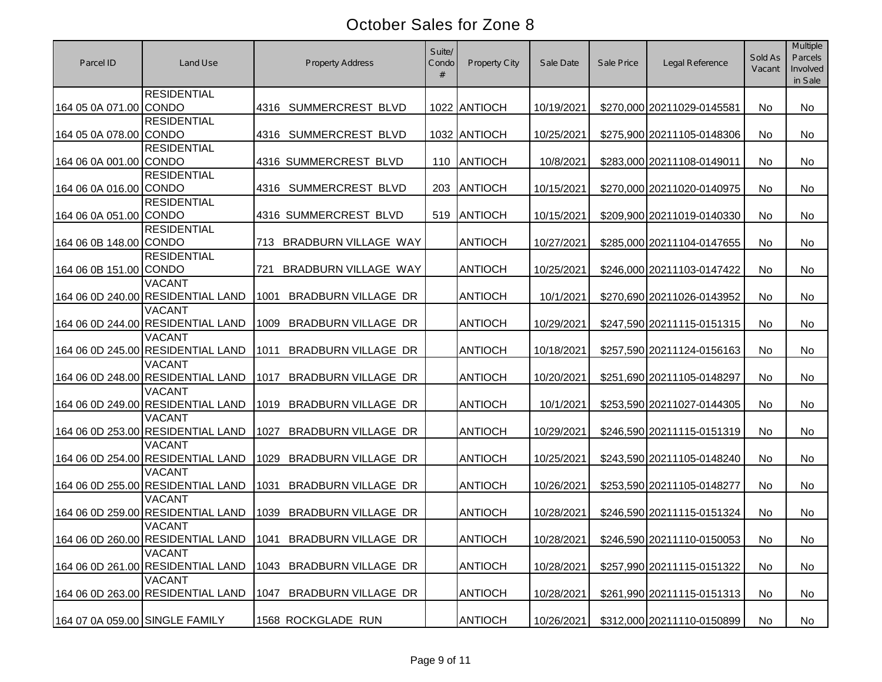# October Sales for Zone 8

| Parcel ID | Land Use | Property Address | Suite/ Condo # | Property City | Sale Date | Sale Price | Legal Reference | Sold As Vacant | Multiple Parcels Involved in Sale |
|---|---|---|---|---|---|---|---|---|---|
| 164 05 0A 071.00 | RESIDENTIAL CONDO | 4316 SUMMERCREST BLVD | 1022 | ANTIOCH | 10/19/2021 | $270,000 | 20211029-0145581 | No | No |
| 164 05 0A 078.00 | RESIDENTIAL CONDO | 4316 SUMMERCREST BLVD | 1032 | ANTIOCH | 10/25/2021 | $275,900 | 20211105-0148306 | No | No |
| 164 06 0A 001.00 | RESIDENTIAL CONDO | 4316 SUMMERCREST BLVD | 110 | ANTIOCH | 10/8/2021 | $283,000 | 20211108-0149011 | No | No |
| 164 06 0A 016.00 | RESIDENTIAL CONDO | 4316 SUMMERCREST BLVD | 203 | ANTIOCH | 10/15/2021 | $270,000 | 20211020-0140975 | No | No |
| 164 06 0A 051.00 | RESIDENTIAL CONDO | 4316 SUMMERCREST BLVD | 519 | ANTIOCH | 10/15/2021 | $209,900 | 20211019-0140330 | No | No |
| 164 06 0B 148.00 | RESIDENTIAL CONDO | 713 BRADBURN VILLAGE WAY | | ANTIOCH | 10/27/2021 | $285,000 | 20211104-0147655 | No | No |
| 164 06 0B 151.00 | RESIDENTIAL CONDO | 721 BRADBURN VILLAGE WAY | | ANTIOCH | 10/25/2021 | $246,000 | 20211103-0147422 | No | No |
| 164 06 0D 240.00 | VACANT RESIDENTIAL LAND | 1001 BRADBURN VILLAGE DR | | ANTIOCH | 10/1/2021 | $270,690 | 20211026-0143952 | No | No |
| 164 06 0D 244.00 | VACANT RESIDENTIAL LAND | 1009 BRADBURN VILLAGE DR | | ANTIOCH | 10/29/2021 | $247,590 | 20211115-0151315 | No | No |
| 164 06 0D 245.00 | VACANT RESIDENTIAL LAND | 1011 BRADBURN VILLAGE DR | | ANTIOCH | 10/18/2021 | $257,590 | 20211124-0156163 | No | No |
| 164 06 0D 248.00 | VACANT RESIDENTIAL LAND | 1017 BRADBURN VILLAGE DR | | ANTIOCH | 10/20/2021 | $251,690 | 20211105-0148297 | No | No |
| 164 06 0D 249.00 | VACANT RESIDENTIAL LAND | 1019 BRADBURN VILLAGE DR | | ANTIOCH | 10/1/2021 | $253,590 | 20211027-0144305 | No | No |
| 164 06 0D 253.00 | VACANT RESIDENTIAL LAND | 1027 BRADBURN VILLAGE DR | | ANTIOCH | 10/29/2021 | $246,590 | 20211115-0151319 | No | No |
| 164 06 0D 254.00 | VACANT RESIDENTIAL LAND | 1029 BRADBURN VILLAGE DR | | ANTIOCH | 10/25/2021 | $243,590 | 20211105-0148240 | No | No |
| 164 06 0D 255.00 | VACANT RESIDENTIAL LAND | 1031 BRADBURN VILLAGE DR | | ANTIOCH | 10/26/2021 | $253,590 | 20211105-0148277 | No | No |
| 164 06 0D 259.00 | VACANT RESIDENTIAL LAND | 1039 BRADBURN VILLAGE DR | | ANTIOCH | 10/28/2021 | $246,590 | 20211115-0151324 | No | No |
| 164 06 0D 260.00 | VACANT RESIDENTIAL LAND | 1041 BRADBURN VILLAGE DR | | ANTIOCH | 10/28/2021 | $246,590 | 20211110-0150053 | No | No |
| 164 06 0D 261.00 | VACANT RESIDENTIAL LAND | 1043 BRADBURN VILLAGE DR | | ANTIOCH | 10/28/2021 | $257,990 | 20211115-0151322 | No | No |
| 164 06 0D 263.00 | VACANT RESIDENTIAL LAND | 1047 BRADBURN VILLAGE DR | | ANTIOCH | 10/28/2021 | $261,990 | 20211115-0151313 | No | No |
| 164 07 0A 059.00 | SINGLE FAMILY | 1568 ROCKGLADE RUN | | ANTIOCH | 10/26/2021 | $312,000 | 20211110-0150899 | No | No |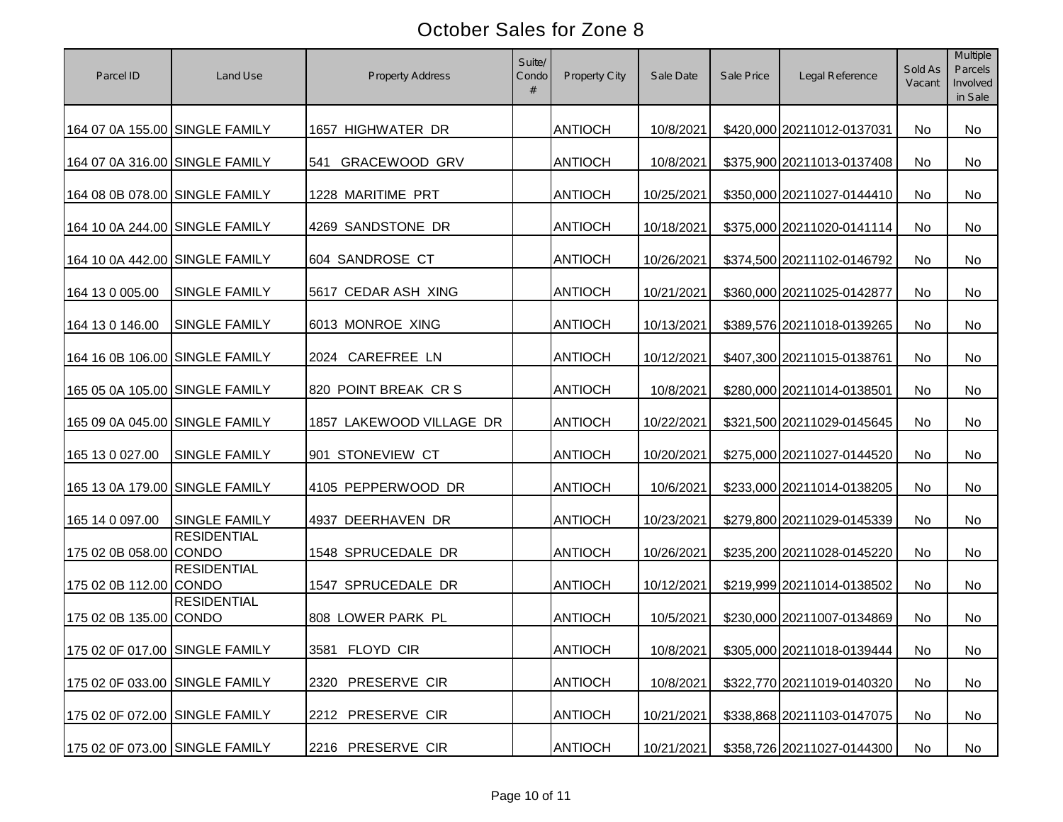# October Sales for Zone 8

| Parcel ID | Land Use | Property Address | Suite/ Condo # | Property City | Sale Date | Sale Price | Legal Reference | Sold As Vacant | Multiple Parcels Involved in Sale |
|---|---|---|---|---|---|---|---|---|---|
| 164 07 0A 155.00 | SINGLE FAMILY | 1657 HIGHWATER DR | | ANTIOCH | 10/8/2021 | $420,000 | 20211012-0137031 | No | No |
| 164 07 0A 316.00 | SINGLE FAMILY | 541 GRACEWOOD GRV | | ANTIOCH | 10/8/2021 | $375,900 | 20211013-0137408 | No | No |
| 164 08 0B 078.00 | SINGLE FAMILY | 1228 MARITIME PRT | | ANTIOCH | 10/25/2021 | $350,000 | 20211027-0144410 | No | No |
| 164 10 0A 244.00 | SINGLE FAMILY | 4269 SANDSTONE DR | | ANTIOCH | 10/18/2021 | $375,000 | 20211020-0141114 | No | No |
| 164 10 0A 442.00 | SINGLE FAMILY | 604 SANDROSE CT | | ANTIOCH | 10/26/2021 | $374,500 | 20211102-0146792 | No | No |
| 164 13 0 005.00 | SINGLE FAMILY | 5617 CEDAR ASH XING | | ANTIOCH | 10/21/2021 | $360,000 | 20211025-0142877 | No | No |
| 164 13 0 146.00 | SINGLE FAMILY | 6013 MONROE XING | | ANTIOCH | 10/13/2021 | $389,576 | 20211018-0139265 | No | No |
| 164 16 0B 106.00 | SINGLE FAMILY | 2024 CAREFREE LN | | ANTIOCH | 10/12/2021 | $407,300 | 20211015-0138761 | No | No |
| 165 05 0A 105.00 | SINGLE FAMILY | 820 POINT BREAK CR S | | ANTIOCH | 10/8/2021 | $280,000 | 20211014-0138501 | No | No |
| 165 09 0A 045.00 | SINGLE FAMILY | 1857 LAKEWOOD VILLAGE DR | | ANTIOCH | 10/22/2021 | $321,500 | 20211029-0145645 | No | No |
| 165 13 0 027.00 | SINGLE FAMILY | 901 STONEVIEW CT | | ANTIOCH | 10/20/2021 | $275,000 | 20211027-0144520 | No | No |
| 165 13 0A 179.00 | SINGLE FAMILY | 4105 PEPPERWOOD DR | | ANTIOCH | 10/6/2021 | $233,000 | 20211014-0138205 | No | No |
| 165 14 0 097.00 | SINGLE FAMILY | 4937 DEERHAVEN DR | | ANTIOCH | 10/23/2021 | $279,800 | 20211029-0145339 | No | No |
| 175 02 0B 058.00 | RESIDENTIAL CONDO | 1548 SPRUCEDALE DR | | ANTIOCH | 10/26/2021 | $235,200 | 20211028-0145220 | No | No |
| 175 02 0B 112.00 | RESIDENTIAL CONDO | 1547 SPRUCEDALE DR | | ANTIOCH | 10/12/2021 | $219,999 | 20211014-0138502 | No | No |
| 175 02 0B 135.00 | RESIDENTIAL CONDO | 808 LOWER PARK PL | | ANTIOCH | 10/5/2021 | $230,000 | 20211007-0134869 | No | No |
| 175 02 0F 017.00 | SINGLE FAMILY | 3581 FLOYD CIR | | ANTIOCH | 10/8/2021 | $305,000 | 20211018-0139444 | No | No |
| 175 02 0F 033.00 | SINGLE FAMILY | 2320 PRESERVE CIR | | ANTIOCH | 10/8/2021 | $322,770 | 20211019-0140320 | No | No |
| 175 02 0F 072.00 | SINGLE FAMILY | 2212 PRESERVE CIR | | ANTIOCH | 10/21/2021 | $338,868 | 20211103-0147075 | No | No |
| 175 02 0F 073.00 | SINGLE FAMILY | 2216 PRESERVE CIR | | ANTIOCH | 10/21/2021 | $358,726 | 20211027-0144300 | No | No |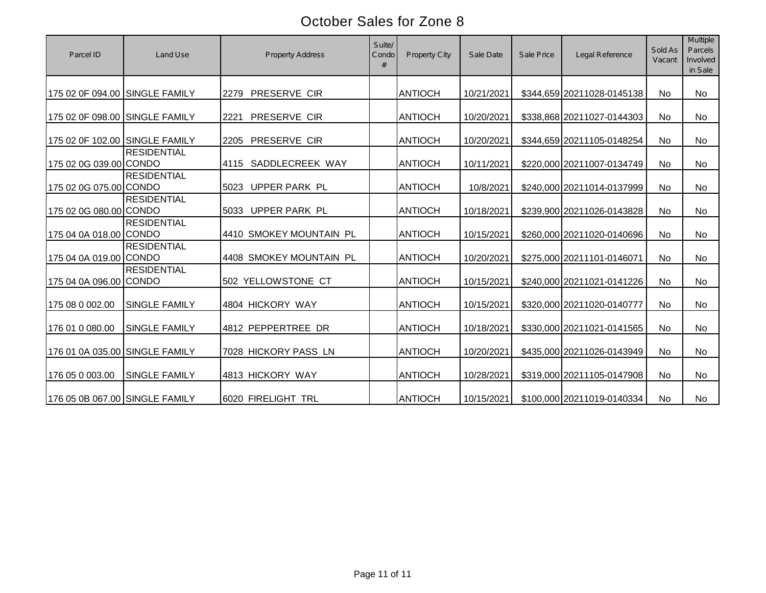# October Sales for Zone 8

| Parcel ID | Land Use | Property Address | Suite/ Condo # | Property City | Sale Date | Sale Price | Legal Reference | Sold As Vacant | Multiple Parcels Involved in Sale |
|---|---|---|---|---|---|---|---|---|---|
| 175 02 0F 094.00 | SINGLE FAMILY | 2279 PRESERVE CIR | | ANTIOCH | 10/21/2021 | $344,659 | 20211028-0145138 | No | No |
| 175 02 0F 098.00 | SINGLE FAMILY | 2221 PRESERVE CIR | | ANTIOCH | 10/20/2021 | $338,868 | 20211027-0144303 | No | No |
| 175 02 0F 102.00 | SINGLE FAMILY | 2205 PRESERVE CIR | | ANTIOCH | 10/20/2021 | $344,659 | 20211105-0148254 | No | No |
| 175 02 0G 039.00 | RESIDENTIAL CONDO | 4115 SADDLECREEK WAY | | ANTIOCH | 10/11/2021 | $220,000 | 20211007-0134749 | No | No |
| 175 02 0G 075.00 | RESIDENTIAL CONDO | 5023 UPPER PARK PL | | ANTIOCH | 10/8/2021 | $240,000 | 20211014-0137999 | No | No |
| 175 02 0G 080.00 | RESIDENTIAL CONDO | 5033 UPPER PARK PL | | ANTIOCH | 10/18/2021 | $239,900 | 20211026-0143828 | No | No |
| 175 04 0A 018.00 | RESIDENTIAL CONDO | 4410 SMOKEY MOUNTAIN PL | | ANTIOCH | 10/15/2021 | $260,000 | 20211020-0140696 | No | No |
| 175 04 0A 019.00 | RESIDENTIAL CONDO | 4408 SMOKEY MOUNTAIN PL | | ANTIOCH | 10/20/2021 | $275,000 | 20211101-0146071 | No | No |
| 175 04 0A 096.00 | RESIDENTIAL CONDO | 502 YELLOWSTONE CT | | ANTIOCH | 10/15/2021 | $240,000 | 20211021-0141226 | No | No |
| 175 08 0 002.00 | SINGLE FAMILY | 4804 HICKORY WAY | | ANTIOCH | 10/15/2021 | $320,000 | 20211020-0140777 | No | No |
| 176 01 0 080.00 | SINGLE FAMILY | 4812 PEPPERTREE DR | | ANTIOCH | 10/18/2021 | $330,000 | 20211021-0141565 | No | No |
| 176 01 0A 035.00 | SINGLE FAMILY | 7028 HICKORY PASS LN | | ANTIOCH | 10/20/2021 | $435,000 | 20211026-0143949 | No | No |
| 176 05 0 003.00 | SINGLE FAMILY | 4813 HICKORY WAY | | ANTIOCH | 10/28/2021 | $319,000 | 20211105-0147908 | No | No |
| 176 05 0B 067.00 | SINGLE FAMILY | 6020 FIRELIGHT TRL | | ANTIOCH | 10/15/2021 | $100,000 | 20211019-0140334 | No | No |